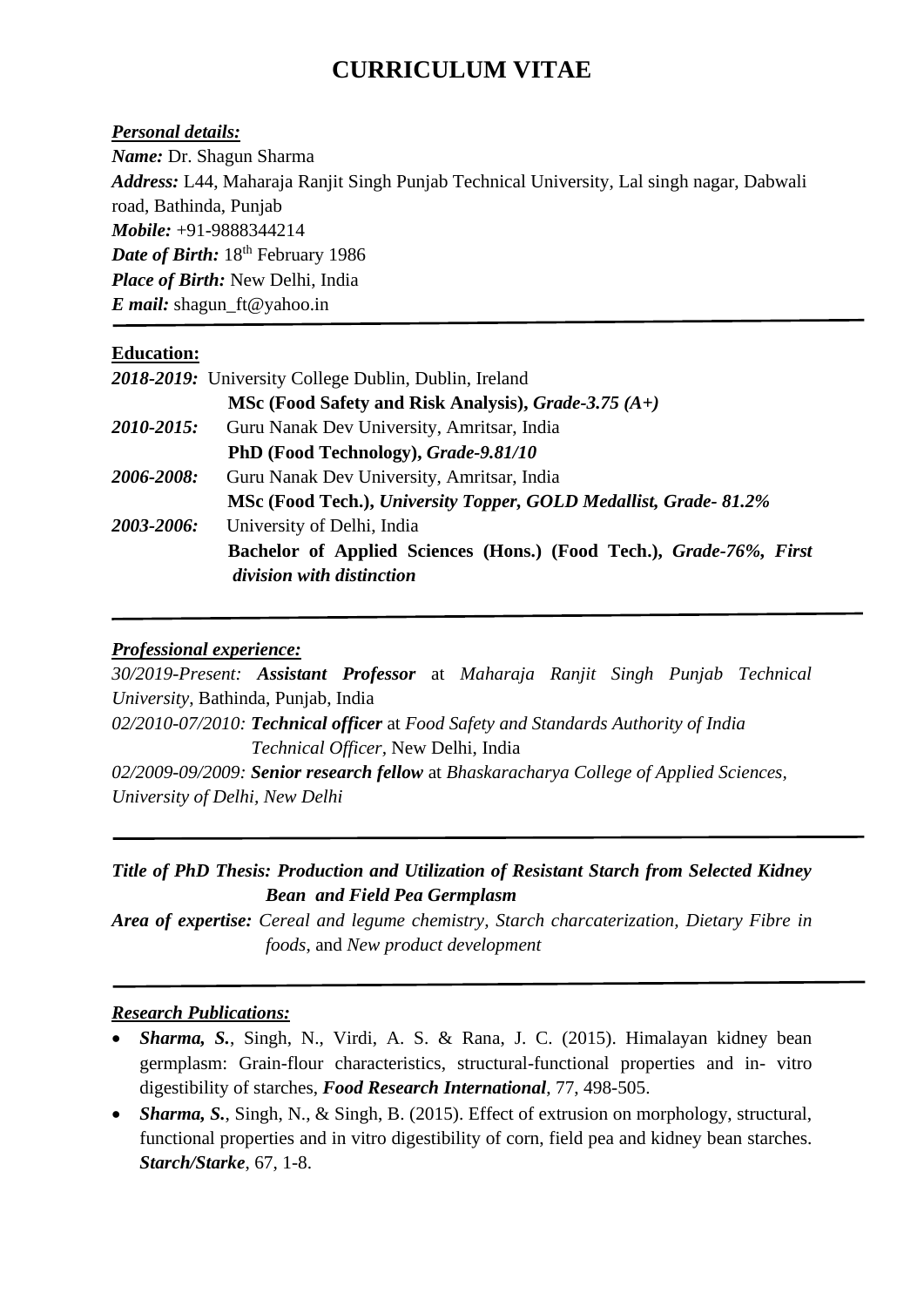# CURRICULUM VITAE

***Personal details:***

***Name:*** Dr. Shagun Sharma
***Address:*** L44, Maharaja Ranjit Singh Punjab Technical University, Lal singh nagar, Dabwali road, Bathinda, Punjab
***Mobile:*** +91-9888344214
***Date of Birth:*** 18th February 1986
***Place of Birth:*** New Delhi, India
***E mail:*** shagun_ft@yahoo.in

---

**Education:**

***2018-2019:*** University College Dublin, Dublin, Ireland
**MSc (Food Safety and Risk Analysis),** ***Grade-3.75 (A+)***

***2010-2015:*** Guru Nanak Dev University, Amritsar, India
**PhD (Food Technology),** ***Grade-9.81/10***

***2006-2008:*** Guru Nanak Dev University, Amritsar, India
**MSc (Food Tech.),** ***University Topper, GOLD Medallist, Grade- 81.2%***

***2003-2006:*** University of Delhi, India
**Bachelor of Applied Sciences (Hons.) (Food Tech.),** ***Grade-76%, First division with distinction***

---

***Professional experience:***

*30/2019-Present:* ***Assistant Professor*** at *Maharaja Ranjit Singh Punjab Technical University*, Bathinda, Punjab, India

*02/2010-07/2010:* ***Technical officer*** at *Food Safety and Standards Authority of India Technical Officer*, New Delhi, India

*02/2009-09/2009:* ***Senior research fellow*** at *Bhaskaracharya College of Applied Sciences, University of Delhi, New Delhi*

---

***Title of PhD Thesis: Production and Utilization of Resistant Starch from Selected Kidney Bean and Field Pea Germplasm***

***Area of expertise:*** *Cereal and legume chemistry, Starch charcaterization, Dietary Fibre in foods*, and *New product development*

---

***Research Publications:***

- ***Sharma, S.***, Singh, N., Virdi, A. S. & Rana, J. C. (2015). Himalayan kidney bean germplasm: Grain-flour characteristics, structural-functional properties and in- vitro digestibility of starches, ***Food Research International***, 77, 498-505.
- ***Sharma, S.***, Singh, N., & Singh, B. (2015). Effect of extrusion on morphology, structural, functional properties and in vitro digestibility of corn, field pea and kidney bean starches. ***Starch/Starke***, 67, 1-8.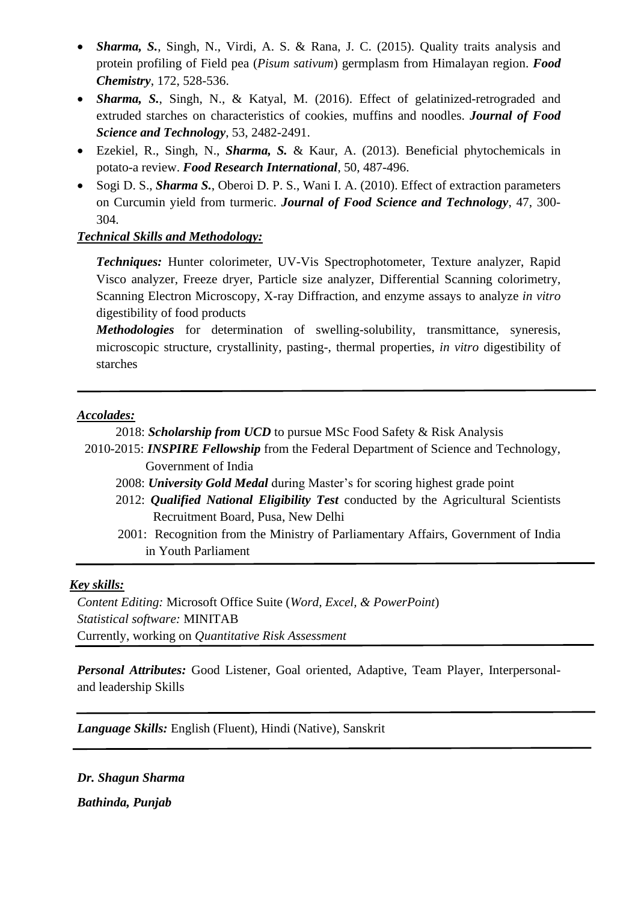- ***Sharma, S.***, Singh, N., Virdi, A. S. & Rana, J. C. (2015). Quality traits analysis and protein profiling of Field pea (*Pisum sativum*) germplasm from Himalayan region. ***Food Chemistry***, 172, 528-536.
- ***Sharma, S.***, Singh, N., & Katyal, M. (2016). Effect of gelatinized-retrograded and extruded starches on characteristics of cookies, muffins and noodles. ***Journal of Food Science and Technology***, 53, 2482-2491.
- Ezekiel, R., Singh, N., ***Sharma, S.*** & Kaur, A. (2013). Beneficial phytochemicals in potato-a review. ***Food Research International***, 50, 487-496.
- Sogi D. S., ***Sharma S.***, Oberoi D. P. S., Wani I. A. (2010). Effect of extraction parameters on Curcumin yield from turmeric. ***Journal of Food Science and Technology***, 47, 300-304.

***Technical Skills and Methodology:***

***Techniques:*** Hunter colorimeter, UV-Vis Spectrophotometer, Texture analyzer, Rapid Visco analyzer, Freeze dryer, Particle size analyzer, Differential Scanning colorimetry, Scanning Electron Microscopy, X-ray Diffraction, and enzyme assays to analyze *in vitro* digestibility of food products

***Methodologies*** for determination of swelling-solubility, transmittance, syneresis, microscopic structure, crystallinity, pasting-, thermal properties, *in vitro* digestibility of starches

---

***Accolades:***

2018: ***Scholarship from UCD*** to pursue MSc Food Safety & Risk Analysis

2010-2015: ***INSPIRE Fellowship*** from the Federal Department of Science and Technology, Government of India

2008: ***University Gold Medal*** during Master's for scoring highest grade point

2012: ***Qualified National Eligibility Test*** conducted by the Agricultural Scientists Recruitment Board, Pusa, New Delhi

2001: Recognition from the Ministry of Parliamentary Affairs, Government of India in Youth Parliament

---

***Key skills:***

*Content Editing:* Microsoft Office Suite (*Word, Excel, & PowerPoint*)
*Statistical software:* MINITAB
Currently, working on *Quantitative Risk Assessment*

---

***Personal Attributes:*** Good Listener, Goal oriented, Adaptive, Team Player, Interpersonal- and leadership Skills

---

***Language Skills:*** English (Fluent), Hindi (Native), Sanskrit

---

***Dr. Shagun Sharma***

***Bathinda, Punjab***